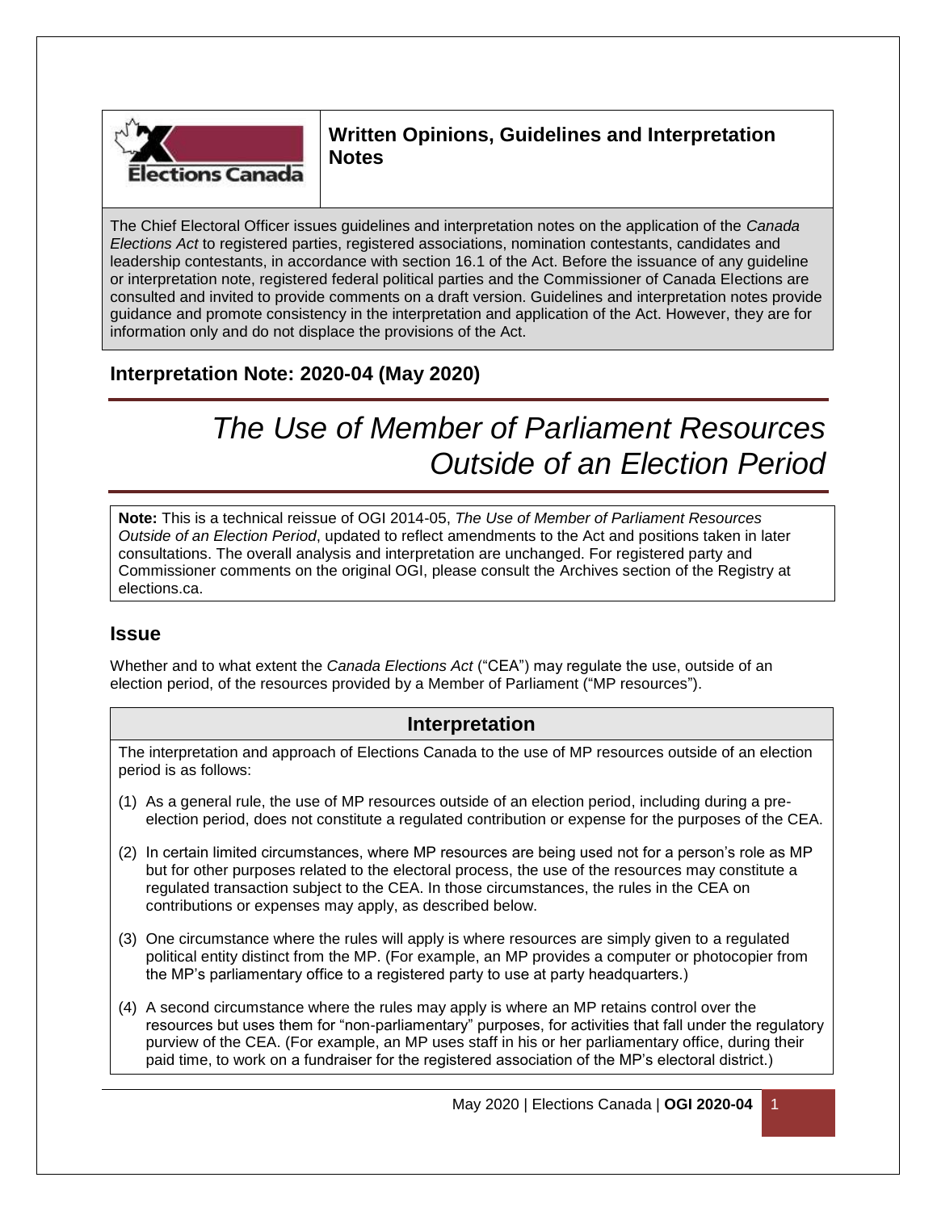## Written Opinions, Guidelines and Interpretation Notes

The Chief Electoral Officer issues guidelines and interpretation notes on the application of the *Canada Elections Act* to registered parties, registered associations, nomination contestants, candidates and leadership contestants, in accordance with section 16.1 of the Act. Before the issuance of any guideline or interpretation note, registered federal political parties and the Commissioner of Canada Elections are consulted and invited to provide comments on a draft version. Guidelines and interpretation notes provide guidance and promote consistency in the interpretation and application of the Act. However, they are for information only and do not displace the provisions of the Act.

### Interpretation Note: 2020-04 (May 2020)

# *The Use of Member of Parliament Resources Outside of an Election Period*

**Note:** This is a technical reissue of OGI 2014-05, *The Use of Member of Parliament Resources Outside of an Election Period*, updated to reflect amendments to the Act and positions taken in later consultations. The overall analysis and interpretation are unchanged. For registered party and Commissioner comments on the original OGI, please consult the Archives section of the Registry at elections.ca.

## Issue

Whether and to what extent the *Canada Elections Act* ("CEA") may regulate the use, outside of an election period, of the resources provided by a Member of Parliament ("MP resources").

## Interpretation

The interpretation and approach of Elections Canada to the use of MP resources outside of an election period is as follows:

(1) As a general rule, the use of MP resources outside of an election period, including during a pre-election period, does not constitute a regulated contribution or expense for the purposes of the CEA.

(2) In certain limited circumstances, where MP resources are being used not for a person's role as MP but for other purposes related to the electoral process, the use of the resources may constitute a regulated transaction subject to the CEA. In those circumstances, the rules in the CEA on contributions or expenses may apply, as described below.

(3) One circumstance where the rules will apply is where resources are simply given to a regulated political entity distinct from the MP. (For example, an MP provides a computer or photocopier from the MP's parliamentary office to a registered party to use at party headquarters.)

(4) A second circumstance where the rules may apply is where an MP retains control over the resources but uses them for "non-parliamentary" purposes, for activities that fall under the regulatory purview of the CEA. (For example, an MP uses staff in his or her parliamentary office, during their paid time, to work on a fundraiser for the registered association of the MP's electoral district.)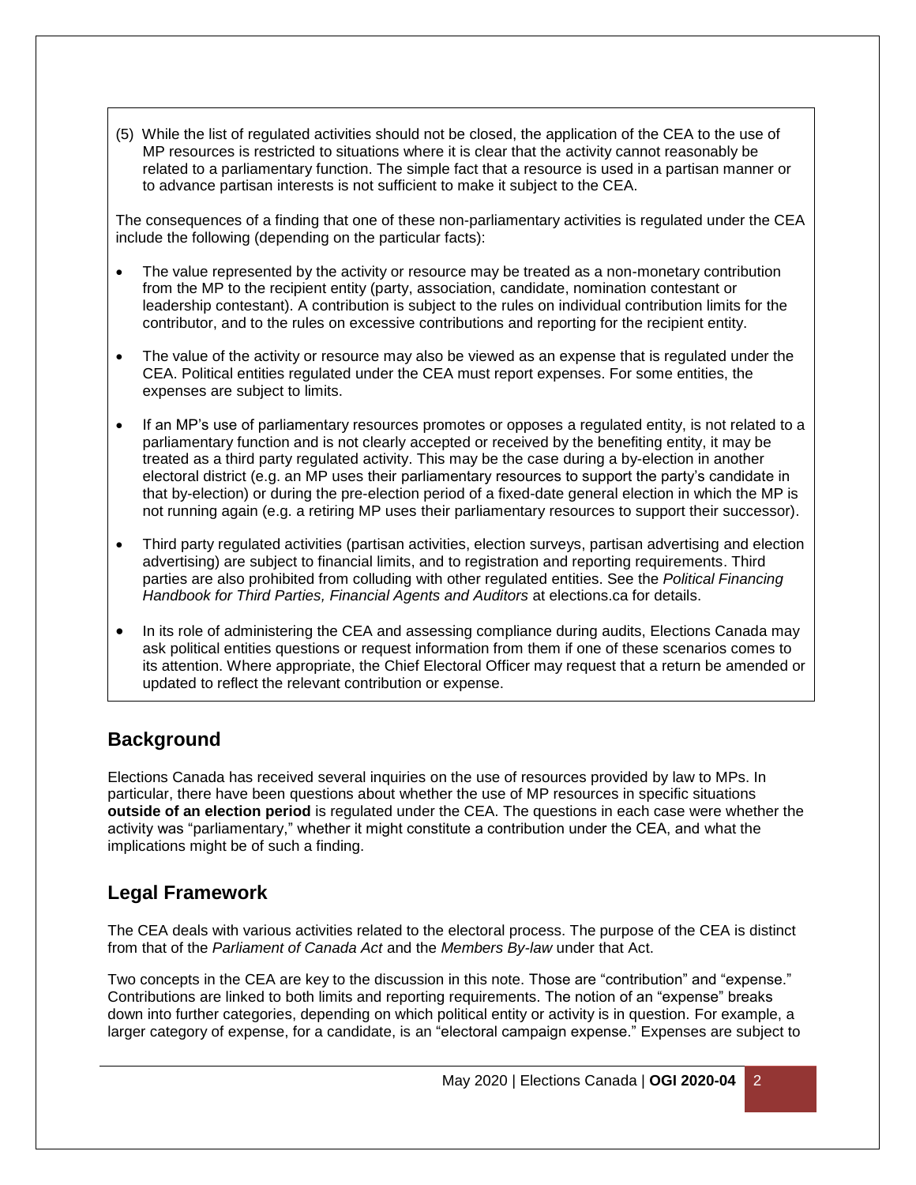(5) While the list of regulated activities should not be closed, the application of the CEA to the use of MP resources is restricted to situations where it is clear that the activity cannot reasonably be related to a parliamentary function. The simple fact that a resource is used in a partisan manner or to advance partisan interests is not sufficient to make it subject to the CEA.

The consequences of a finding that one of these non-parliamentary activities is regulated under the CEA include the following (depending on the particular facts):

- The value represented by the activity or resource may be treated as a non-monetary contribution from the MP to the recipient entity (party, association, candidate, nomination contestant or leadership contestant). A contribution is subject to the rules on individual contribution limits for the contributor, and to the rules on excessive contributions and reporting for the recipient entity.
- The value of the activity or resource may also be viewed as an expense that is regulated under the CEA. Political entities regulated under the CEA must report expenses. For some entities, the expenses are subject to limits.
- If an MP's use of parliamentary resources promotes or opposes a regulated entity, is not related to a parliamentary function and is not clearly accepted or received by the benefiting entity, it may be treated as a third party regulated activity. This may be the case during a by-election in another electoral district (e.g. an MP uses their parliamentary resources to support the party's candidate in that by-election) or during the pre-election period of a fixed-date general election in which the MP is not running again (e.g. a retiring MP uses their parliamentary resources to support their successor).
- Third party regulated activities (partisan activities, election surveys, partisan advertising and election advertising) are subject to financial limits, and to registration and reporting requirements. Third parties are also prohibited from colluding with other regulated entities. See the *Political Financing Handbook for Third Parties, Financial Agents and Auditors* at elections.ca for details.
- In its role of administering the CEA and assessing compliance during audits, Elections Canada may ask political entities questions or request information from them if one of these scenarios comes to its attention. Where appropriate, the Chief Electoral Officer may request that a return be amended or updated to reflect the relevant contribution or expense.

## Background

Elections Canada has received several inquiries on the use of resources provided by law to MPs. In particular, there have been questions about whether the use of MP resources in specific situations **outside of an election period** is regulated under the CEA. The questions in each case were whether the activity was "parliamentary," whether it might constitute a contribution under the CEA, and what the implications might be of such a finding.

## Legal Framework

The CEA deals with various activities related to the electoral process. The purpose of the CEA is distinct from that of the *Parliament of Canada Act* and the *Members By-law* under that Act.

Two concepts in the CEA are key to the discussion in this note. Those are "contribution" and "expense." Contributions are linked to both limits and reporting requirements. The notion of an "expense" breaks down into further categories, depending on which political entity or activity is in question. For example, a larger category of expense, for a candidate, is an "electoral campaign expense." Expenses are subject to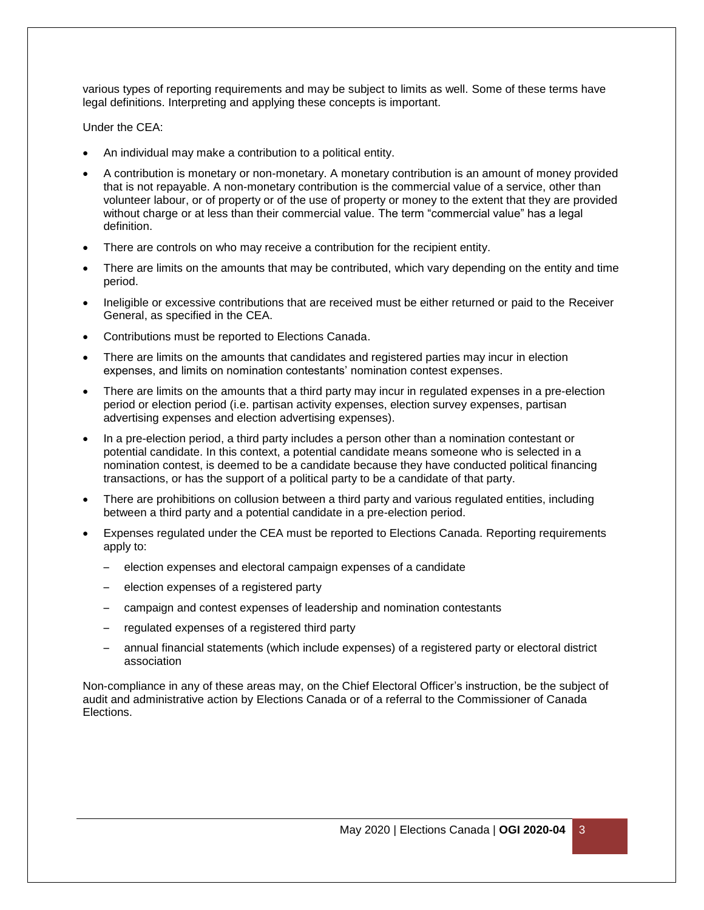various types of reporting requirements and may be subject to limits as well. Some of these terms have legal definitions. Interpreting and applying these concepts is important.

Under the CEA:

- An individual may make a contribution to a political entity.
- A contribution is monetary or non-monetary. A monetary contribution is an amount of money provided that is not repayable. A non-monetary contribution is the commercial value of a service, other than volunteer labour, or of property or of the use of property or money to the extent that they are provided without charge or at less than their commercial value. The term "commercial value" has a legal definition.
- There are controls on who may receive a contribution for the recipient entity.
- There are limits on the amounts that may be contributed, which vary depending on the entity and time period.
- Ineligible or excessive contributions that are received must be either returned or paid to the Receiver General, as specified in the CEA.
- Contributions must be reported to Elections Canada.
- There are limits on the amounts that candidates and registered parties may incur in election expenses, and limits on nomination contestants' nomination contest expenses.
- There are limits on the amounts that a third party may incur in regulated expenses in a pre-election period or election period (i.e. partisan activity expenses, election survey expenses, partisan advertising expenses and election advertising expenses).
- In a pre-election period, a third party includes a person other than a nomination contestant or potential candidate. In this context, a potential candidate means someone who is selected in a nomination contest, is deemed to be a candidate because they have conducted political financing transactions, or has the support of a political party to be a candidate of that party.
- There are prohibitions on collusion between a third party and various regulated entities, including between a third party and a potential candidate in a pre-election period.
- Expenses regulated under the CEA must be reported to Elections Canada. Reporting requirements apply to:
  - election expenses and electoral campaign expenses of a candidate
  - election expenses of a registered party
  - campaign and contest expenses of leadership and nomination contestants
  - regulated expenses of a registered third party
  - annual financial statements (which include expenses) of a registered party or electoral district association

Non-compliance in any of these areas may, on the Chief Electoral Officer's instruction, be the subject of audit and administrative action by Elections Canada or of a referral to the Commissioner of Canada Elections.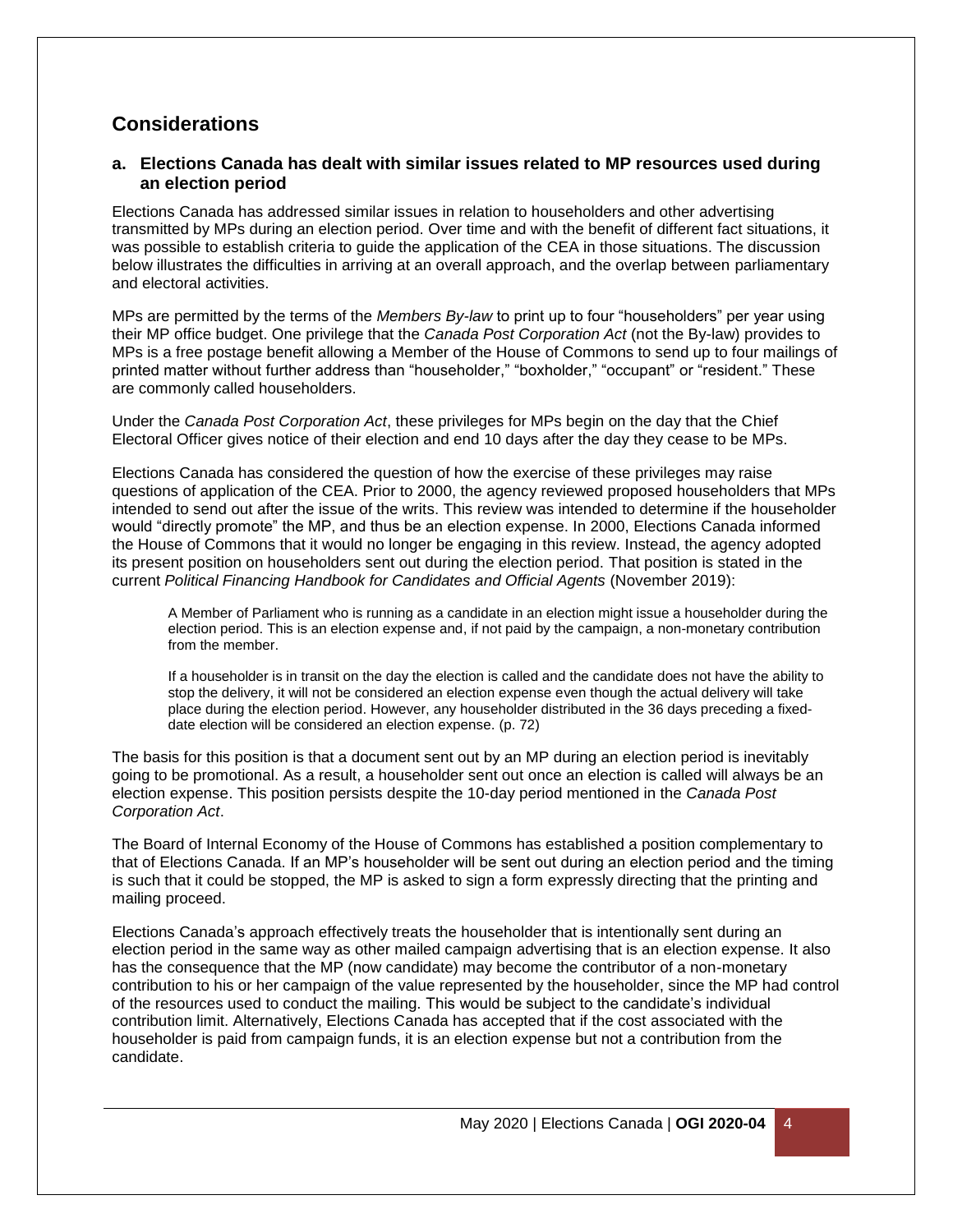## Considerations

### a. Elections Canada has dealt with similar issues related to MP resources used during an election period

Elections Canada has addressed similar issues in relation to householders and other advertising transmitted by MPs during an election period. Over time and with the benefit of different fact situations, it was possible to establish criteria to guide the application of the CEA in those situations. The discussion below illustrates the difficulties in arriving at an overall approach, and the overlap between parliamentary and electoral activities.

MPs are permitted by the terms of the *Members By-law* to print up to four "householders" per year using their MP office budget. One privilege that the *Canada Post Corporation Act* (not the By-law) provides to MPs is a free postage benefit allowing a Member of the House of Commons to send up to four mailings of printed matter without further address than "householder," "boxholder," "occupant" or "resident." These are commonly called householders.

Under the *Canada Post Corporation Act*, these privileges for MPs begin on the day that the Chief Electoral Officer gives notice of their election and end 10 days after the day they cease to be MPs.

Elections Canada has considered the question of how the exercise of these privileges may raise questions of application of the CEA. Prior to 2000, the agency reviewed proposed householders that MPs intended to send out after the issue of the writs. This review was intended to determine if the householder would "directly promote" the MP, and thus be an election expense. In 2000, Elections Canada informed the House of Commons that it would no longer be engaging in this review. Instead, the agency adopted its present position on householders sent out during the election period. That position is stated in the current *Political Financing Handbook for Candidates and Official Agents* (November 2019):

> A Member of Parliament who is running as a candidate in an election might issue a householder during the election period. This is an election expense and, if not paid by the campaign, a non-monetary contribution from the member.
>
> If a householder is in transit on the day the election is called and the candidate does not have the ability to stop the delivery, it will not be considered an election expense even though the actual delivery will take place during the election period. However, any householder distributed in the 36 days preceding a fixed-date election will be considered an election expense. (p. 72)

The basis for this position is that a document sent out by an MP during an election period is inevitably going to be promotional. As a result, a householder sent out once an election is called will always be an election expense. This position persists despite the 10-day period mentioned in the *Canada Post Corporation Act*.

The Board of Internal Economy of the House of Commons has established a position complementary to that of Elections Canada. If an MP's householder will be sent out during an election period and the timing is such that it could be stopped, the MP is asked to sign a form expressly directing that the printing and mailing proceed.

Elections Canada's approach effectively treats the householder that is intentionally sent during an election period in the same way as other mailed campaign advertising that is an election expense. It also has the consequence that the MP (now candidate) may become the contributor of a non-monetary contribution to his or her campaign of the value represented by the householder, since the MP had control of the resources used to conduct the mailing. This would be subject to the candidate's individual contribution limit. Alternatively, Elections Canada has accepted that if the cost associated with the householder is paid from campaign funds, it is an election expense but not a contribution from the candidate.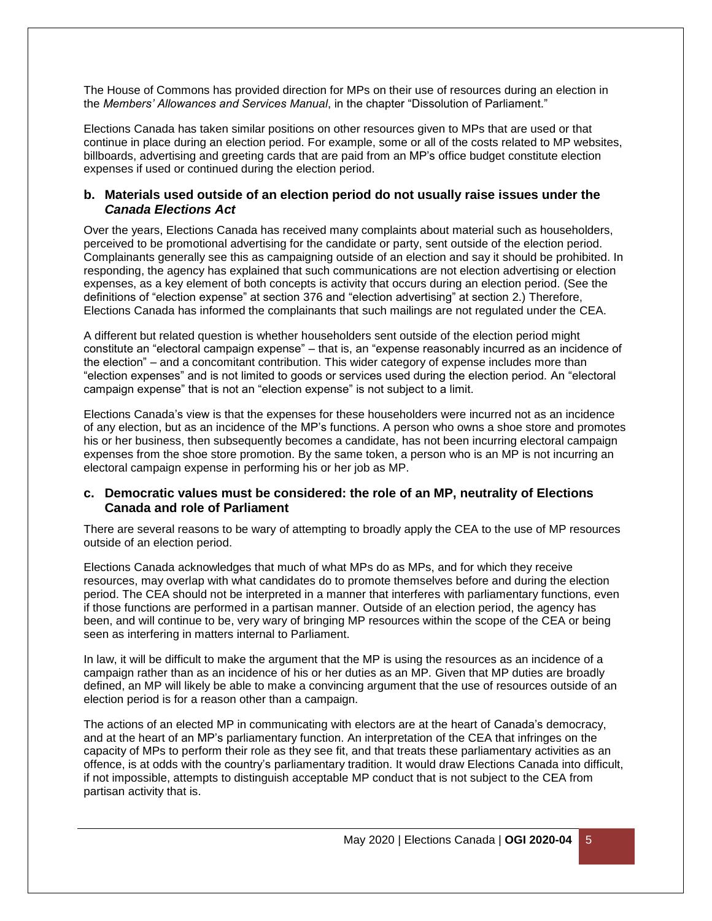The House of Commons has provided direction for MPs on their use of resources during an election in the *Members' Allowances and Services Manual*, in the chapter "Dissolution of Parliament."

Elections Canada has taken similar positions on other resources given to MPs that are used or that continue in place during an election period. For example, some or all of the costs related to MP websites, billboards, advertising and greeting cards that are paid from an MP's office budget constitute election expenses if used or continued during the election period.

### b. Materials used outside of an election period do not usually raise issues under the *Canada Elections Act*

Over the years, Elections Canada has received many complaints about material such as householders, perceived to be promotional advertising for the candidate or party, sent outside of the election period. Complainants generally see this as campaigning outside of an election and say it should be prohibited. In responding, the agency has explained that such communications are not election advertising or election expenses, as a key element of both concepts is activity that occurs during an election period. (See the definitions of "election expense" at section 376 and "election advertising" at section 2.) Therefore, Elections Canada has informed the complainants that such mailings are not regulated under the CEA.

A different but related question is whether householders sent outside of the election period might constitute an "electoral campaign expense" – that is, an "expense reasonably incurred as an incidence of the election" – and a concomitant contribution. This wider category of expense includes more than "election expenses" and is not limited to goods or services used during the election period. An "electoral campaign expense" that is not an "election expense" is not subject to a limit.

Elections Canada's view is that the expenses for these householders were incurred not as an incidence of any election, but as an incidence of the MP's functions. A person who owns a shoe store and promotes his or her business, then subsequently becomes a candidate, has not been incurring electoral campaign expenses from the shoe store promotion. By the same token, a person who is an MP is not incurring an electoral campaign expense in performing his or her job as MP.

### c. Democratic values must be considered: the role of an MP, neutrality of Elections Canada and role of Parliament

There are several reasons to be wary of attempting to broadly apply the CEA to the use of MP resources outside of an election period.

Elections Canada acknowledges that much of what MPs do as MPs, and for which they receive resources, may overlap with what candidates do to promote themselves before and during the election period. The CEA should not be interpreted in a manner that interferes with parliamentary functions, even if those functions are performed in a partisan manner. Outside of an election period, the agency has been, and will continue to be, very wary of bringing MP resources within the scope of the CEA or being seen as interfering in matters internal to Parliament.

In law, it will be difficult to make the argument that the MP is using the resources as an incidence of a campaign rather than as an incidence of his or her duties as an MP. Given that MP duties are broadly defined, an MP will likely be able to make a convincing argument that the use of resources outside of an election period is for a reason other than a campaign.

The actions of an elected MP in communicating with electors are at the heart of Canada's democracy, and at the heart of an MP's parliamentary function. An interpretation of the CEA that infringes on the capacity of MPs to perform their role as they see fit, and that treats these parliamentary activities as an offence, is at odds with the country's parliamentary tradition. It would draw Elections Canada into difficult, if not impossible, attempts to distinguish acceptable MP conduct that is not subject to the CEA from partisan activity that is.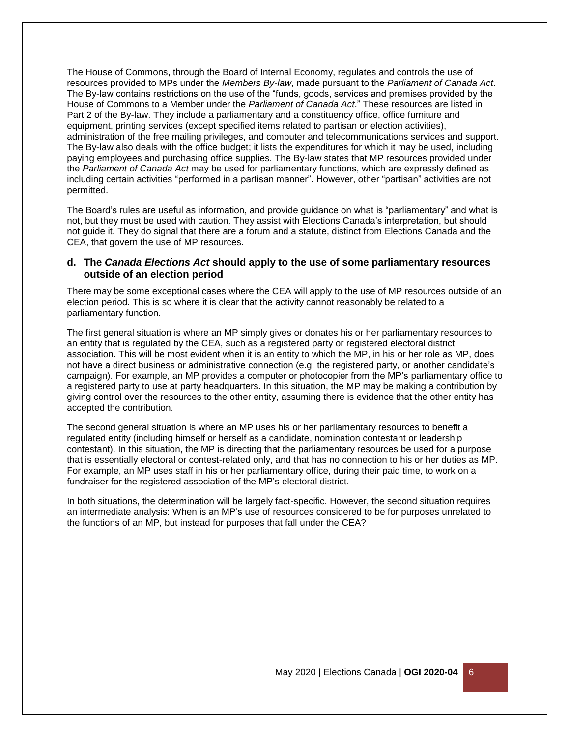The House of Commons, through the Board of Internal Economy, regulates and controls the use of resources provided to MPs under the *Members By-law*, made pursuant to the *Parliament of Canada Act*. The By-law contains restrictions on the use of the "funds, goods, services and premises provided by the House of Commons to a Member under the *Parliament of Canada Act*." These resources are listed in Part 2 of the By-law. They include a parliamentary and a constituency office, office furniture and equipment, printing services (except specified items related to partisan or election activities), administration of the free mailing privileges, and computer and telecommunications services and support. The By-law also deals with the office budget; it lists the expenditures for which it may be used, including paying employees and purchasing office supplies. The By-law states that MP resources provided under the *Parliament of Canada Act* may be used for parliamentary functions, which are expressly defined as including certain activities "performed in a partisan manner". However, other "partisan" activities are not permitted.

The Board's rules are useful as information, and provide guidance on what is "parliamentary" and what is not, but they must be used with caution. They assist with Elections Canada's interpretation, but should not guide it. They do signal that there are a forum and a statute, distinct from Elections Canada and the CEA, that govern the use of MP resources.

### d. The *Canada Elections Act* should apply to the use of some parliamentary resources outside of an election period

There may be some exceptional cases where the CEA will apply to the use of MP resources outside of an election period. This is so where it is clear that the activity cannot reasonably be related to a parliamentary function.

The first general situation is where an MP simply gives or donates his or her parliamentary resources to an entity that is regulated by the CEA, such as a registered party or registered electoral district association. This will be most evident when it is an entity to which the MP, in his or her role as MP, does not have a direct business or administrative connection (e.g. the registered party, or another candidate's campaign). For example, an MP provides a computer or photocopier from the MP's parliamentary office to a registered party to use at party headquarters. In this situation, the MP may be making a contribution by giving control over the resources to the other entity, assuming there is evidence that the other entity has accepted the contribution.

The second general situation is where an MP uses his or her parliamentary resources to benefit a regulated entity (including himself or herself as a candidate, nomination contestant or leadership contestant). In this situation, the MP is directing that the parliamentary resources be used for a purpose that is essentially electoral or contest-related only, and that has no connection to his or her duties as MP. For example, an MP uses staff in his or her parliamentary office, during their paid time, to work on a fundraiser for the registered association of the MP's electoral district.

In both situations, the determination will be largely fact-specific. However, the second situation requires an intermediate analysis: When is an MP's use of resources considered to be for purposes unrelated to the functions of an MP, but instead for purposes that fall under the CEA?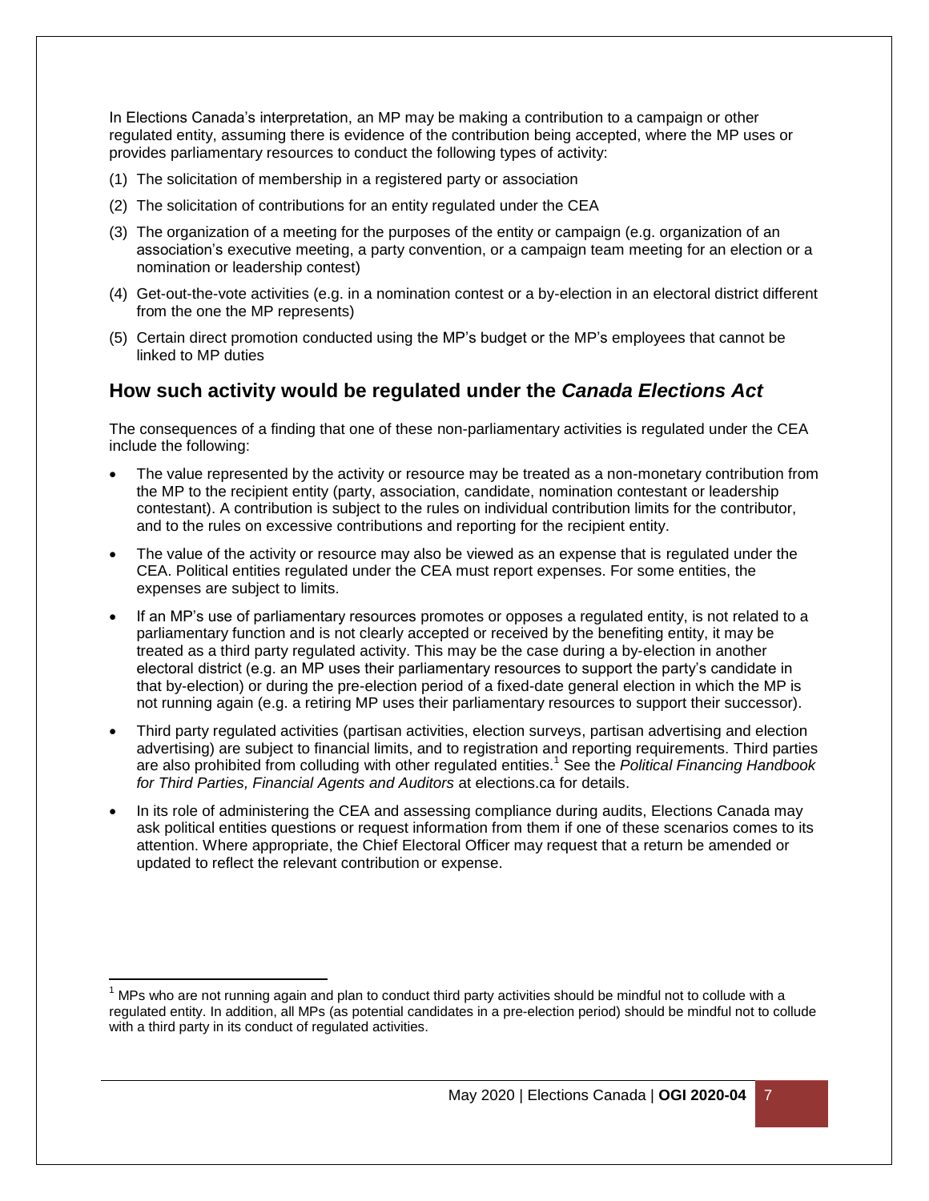In Elections Canada's interpretation, an MP may be making a contribution to a campaign or other regulated entity, assuming there is evidence of the contribution being accepted, where the MP uses or provides parliamentary resources to conduct the following types of activity:

(1) The solicitation of membership in a registered party or association

(2) The solicitation of contributions for an entity regulated under the CEA

(3) The organization of a meeting for the purposes of the entity or campaign (e.g. organization of an association's executive meeting, a party convention, or a campaign team meeting for an election or a nomination or leadership contest)

(4) Get-out-the-vote activities (e.g. in a nomination contest or a by-election in an electoral district different from the one the MP represents)

(5) Certain direct promotion conducted using the MP's budget or the MP's employees that cannot be linked to MP duties

## How such activity would be regulated under the *Canada Elections Act*

The consequences of a finding that one of these non-parliamentary activities is regulated under the CEA include the following:

- The value represented by the activity or resource may be treated as a non-monetary contribution from the MP to the recipient entity (party, association, candidate, nomination contestant or leadership contestant). A contribution is subject to the rules on individual contribution limits for the contributor, and to the rules on excessive contributions and reporting for the recipient entity.
- The value of the activity or resource may also be viewed as an expense that is regulated under the CEA. Political entities regulated under the CEA must report expenses. For some entities, the expenses are subject to limits.
- If an MP's use of parliamentary resources promotes or opposes a regulated entity, is not related to a parliamentary function and is not clearly accepted or received by the benefiting entity, it may be treated as a third party regulated activity. This may be the case during a by-election in another electoral district (e.g. an MP uses their parliamentary resources to support the party's candidate in that by-election) or during the pre-election period of a fixed-date general election in which the MP is not running again (e.g. a retiring MP uses their parliamentary resources to support their successor).
- Third party regulated activities (partisan activities, election surveys, partisan advertising and election advertising) are subject to financial limits, and to registration and reporting requirements. Third parties are also prohibited from colluding with other regulated entities.[1] See the *Political Financing Handbook for Third Parties, Financial Agents and Auditors* at elections.ca for details.
- In its role of administering the CEA and assessing compliance during audits, Elections Canada may ask political entities questions or request information from them if one of these scenarios comes to its attention. Where appropriate, the Chief Electoral Officer may request that a return be amended or updated to reflect the relevant contribution or expense.

---

[1] MPs who are not running again and plan to conduct third party activities should be mindful not to collude with a regulated entity. In addition, all MPs (as potential candidates in a pre-election period) should be mindful not to collude with a third party in its conduct of regulated activities.